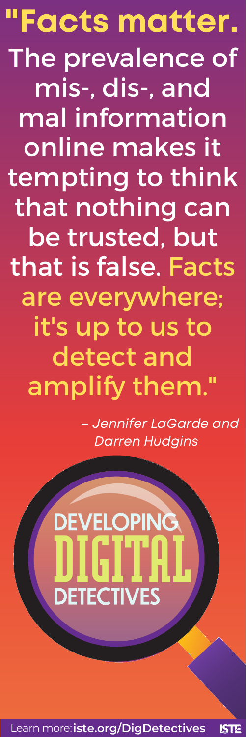**"Facts matter.** The prevalence of mis-, dis-, and mal information online makes it tempting to think that nothing can be trusted, but that is false. **Facts are everywhere; it's up to us to detect and amplify them."**

*– Jennifer LaGarde and Darren Hudgins*

DEVELOPING DIGITAL DETECTIVES

Learn more: **iste.org/DigDetectives** ISTE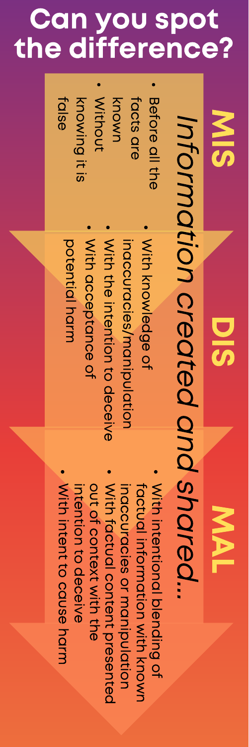# Can you spot the difference?

*Information created and shared...*

## MIS

- Before all the facts are known
- Without knowing it is false

## DIS

- With knowledge of inaccuracies/manipulation
- With the intention to deceive
- With acceptance of potential harm

## MAL

- With intentional blending of factual information with known inaccuracies or manipulation
- With factual content presented out of context with the intention to deceive
- With intent to cause harm